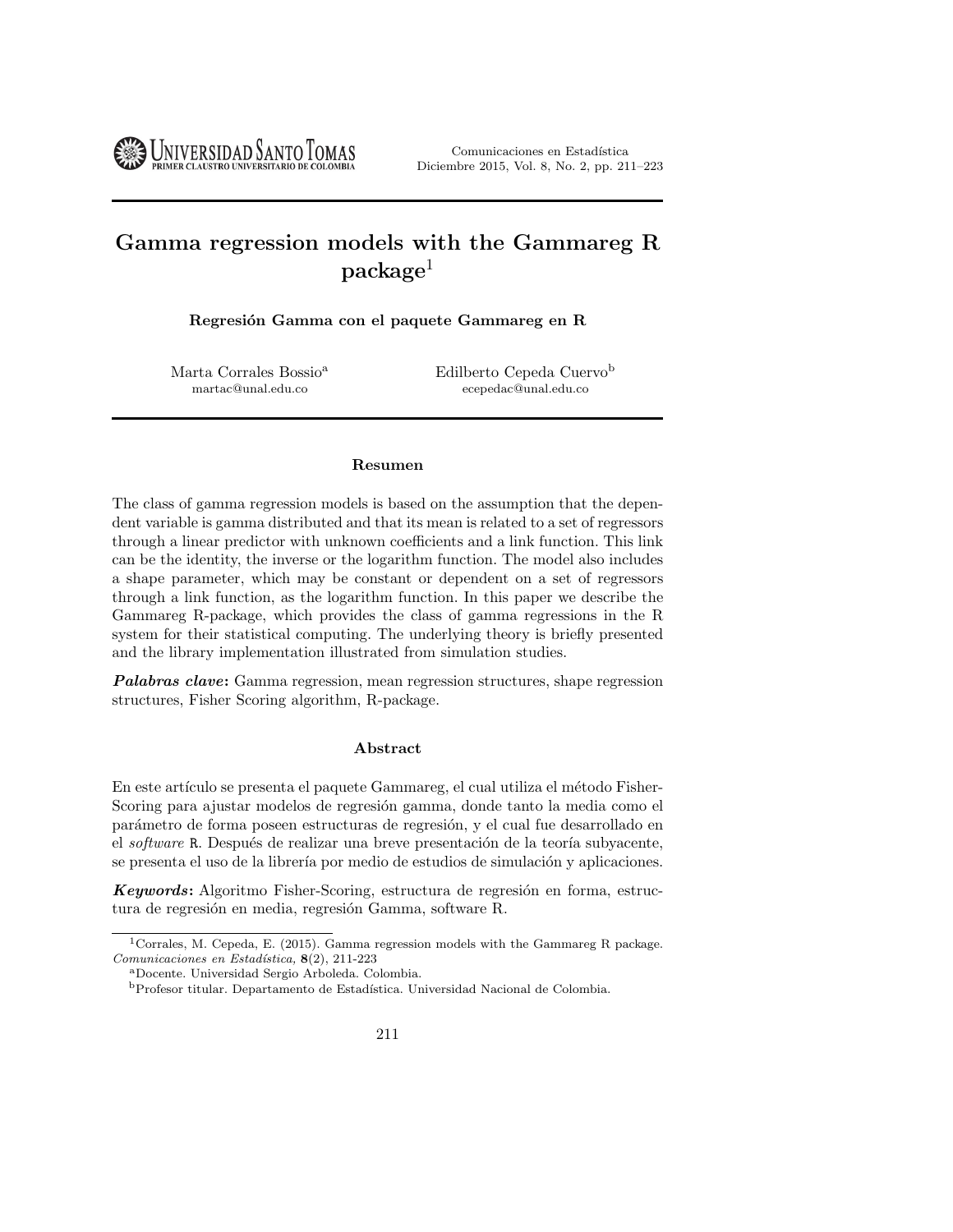# Gamma regression models with the Gammareg R package[1]

**Regresión Gamma con el paquete Gammareg en R**

Marta Corrales Bossio[a]
martac@unal.edu.co

Edilberto Cepeda Cuervo[b]
ecepedac@unal.edu.co

## Resumen

The class of gamma regression models is based on the assumption that the dependent variable is gamma distributed and that its mean is related to a set of regressors through a linear predictor with unknown coefficients and a link function. This link can be the identity, the inverse or the logarithm function. The model also includes a shape parameter, which may be constant or dependent on a set of regressors through a link function, as the logarithm function. In this paper we describe the Gammareg R-package, which provides the class of gamma regressions in the R system for their statistical computing. The underlying theory is briefly presented and the library implementation illustrated from simulation studies.

***Palabras clave*:** Gamma regression, mean regression structures, shape regression structures, Fisher Scoring algorithm, R-package.

## Abstract

En este artículo se presenta el paquete Gammareg, el cual utiliza el método Fisher-Scoring para ajustar modelos de regresión gamma, donde tanto la media como el parámetro de forma poseen estructuras de regresión, y el cual fue desarrollado en el *software* R. Después de realizar una breve presentación de la teoría subyacente, se presenta el uso de la librería por medio de estudios de simulación y aplicaciones.

***Keywords*:** Algoritmo Fisher-Scoring, estructura de regresión en forma, estructura de regresión en media, regresión Gamma, software R.

---

[1] Corrales, M. Cepeda, E. (2015). Gamma regression models with the Gammareg R package. *Comunicaciones en Estadística,* **8**(2), 211-223

[a] Docente. Universidad Sergio Arboleda. Colombia.

[b] Profesor titular. Departamento de Estadística. Universidad Nacional de Colombia.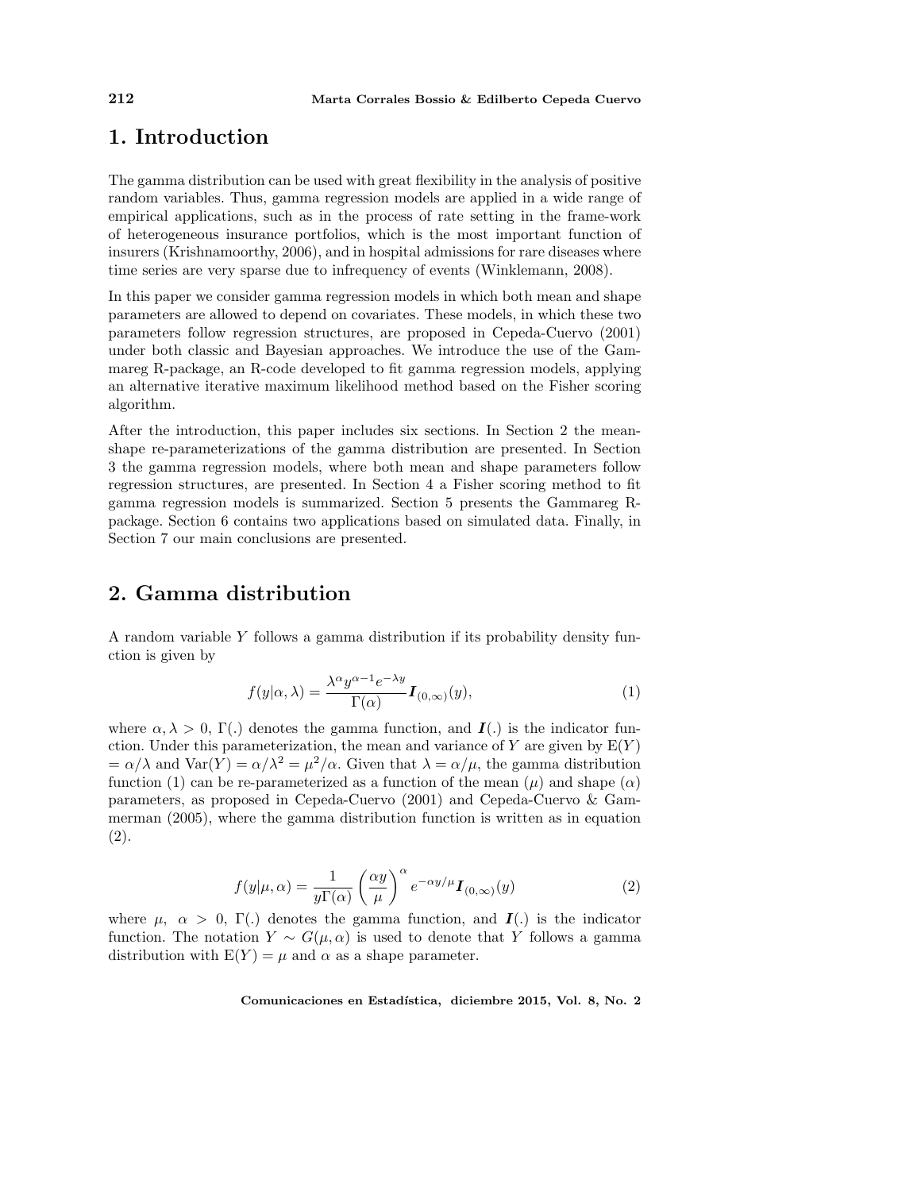# 1. Introduction

The gamma distribution can be used with great flexibility in the analysis of positive random variables. Thus, gamma regression models are applied in a wide range of empirical applications, such as in the process of rate setting in the frame-work of heterogeneous insurance portfolios, which is the most important function of insurers (Krishnamoorthy, 2006), and in hospital admissions for rare diseases where time series are very sparse due to infrequency of events (Winklemann, 2008).

In this paper we consider gamma regression models in which both mean and shape parameters are allowed to depend on covariates. These models, in which these two parameters follow regression structures, are proposed in Cepeda-Cuervo (2001) under both classic and Bayesian approaches. We introduce the use of the Gammareg R-package, an R-code developed to fit gamma regression models, applying an alternative iterative maximum likelihood method based on the Fisher scoring algorithm.

After the introduction, this paper includes six sections. In Section 2 the mean-shape re-parameterizations of the gamma distribution are presented. In Section 3 the gamma regression models, where both mean and shape parameters follow regression structures, are presented. In Section 4 a Fisher scoring method to fit gamma regression models is summarized. Section 5 presents the Gammareg R-package. Section 6 contains two applications based on simulated data. Finally, in Section 7 our main conclusions are presented.

# 2. Gamma distribution

A random variable $Y$ follows a gamma distribution if its probability density function is given by

$$f(y|\alpha,\lambda) = \frac{\lambda^{\alpha} y^{\alpha-1} e^{-\lambda y}}{\Gamma(\alpha)} \boldsymbol{I}_{(0,\infty)}(y), \tag{1}$$

where $\alpha, \lambda > 0$, $\Gamma(.)$ denotes the gamma function, and $\boldsymbol{I}(.)$ is the indicator function. Under this parameterization, the mean and variance of $Y$ are given by $\mathrm{E}(Y) = \alpha/\lambda$ and $\mathrm{Var}(Y) = \alpha/\lambda^2 = \mu^2/\alpha$. Given that $\lambda = \alpha/\mu$, the gamma distribution function (1) can be re-parameterized as a function of the mean ($\mu$) and shape ($\alpha$) parameters, as proposed in Cepeda-Cuervo (2001) and Cepeda-Cuervo & Gammerman (2005), where the gamma distribution function is written as in equation (2).

$$f(y|\mu,\alpha) = \frac{1}{y\Gamma(\alpha)} \left(\frac{\alpha y}{\mu}\right)^{\alpha} e^{-\alpha y/\mu} \boldsymbol{I}_{(0,\infty)}(y) \tag{2}$$

where $\mu,\ \alpha > 0$, $\Gamma(.)$ denotes the gamma function, and $\boldsymbol{I}(.)$ is the indicator function. The notation $Y \sim G(\mu, \alpha)$ is used to denote that $Y$ follows a gamma distribution with $\mathrm{E}(Y) = \mu$ and $\alpha$ as a shape parameter.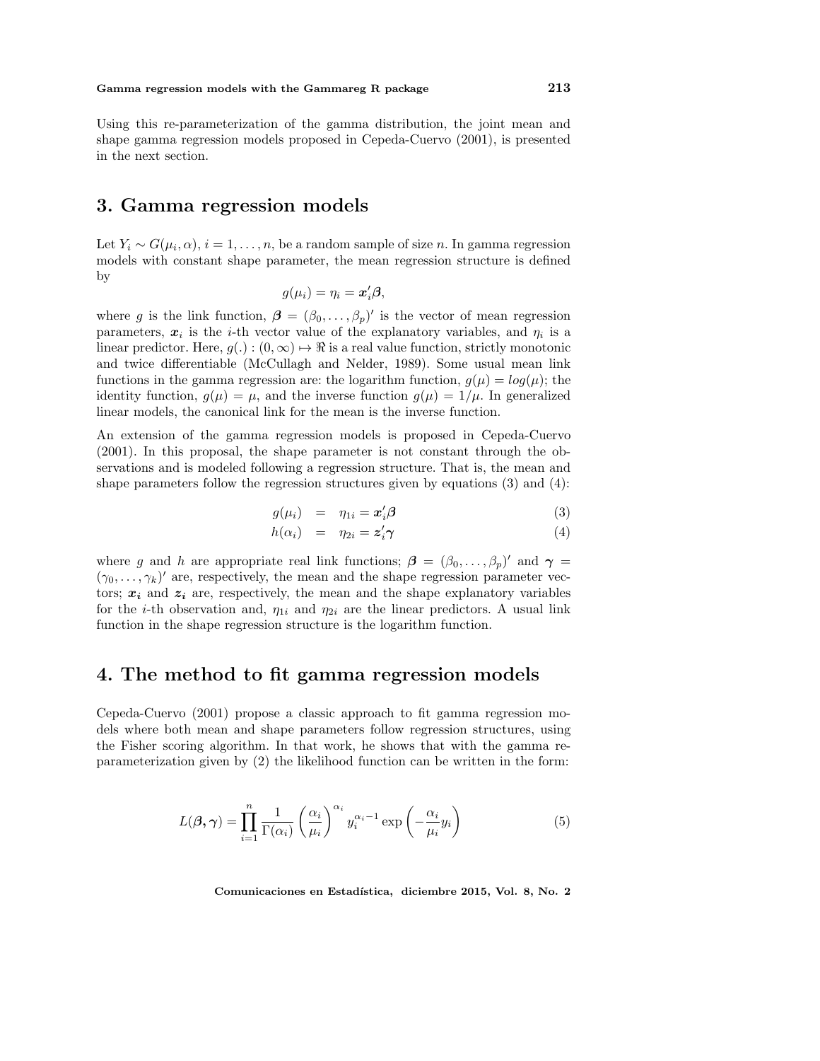Using this re-parameterization of the gamma distribution, the joint mean and shape gamma regression models proposed in Cepeda-Cuervo (2001), is presented in the next section.

## 3. Gamma regression models

Let $Y_i \sim G(\mu_i, \alpha)$, $i = 1, \dots, n$, be a random sample of size $n$. In gamma regression models with constant shape parameter, the mean regression structure is defined by

$$g(\mu_i) = \eta_i = \boldsymbol{x}_i' \boldsymbol{\beta},$$

where $g$ is the link function, $\boldsymbol{\beta} = (\beta_0, \dots, \beta_p)'$ is the vector of mean regression parameters, $\boldsymbol{x}_i$ is the $i$-th vector value of the explanatory variables, and $\eta_i$ is a linear predictor. Here, $g(.) : (0, \infty) \mapsto \Re$ is a real value function, strictly monotonic and twice differentiable (McCullagh and Nelder, 1989). Some usual mean link functions in the gamma regression are: the logarithm function, $g(\mu) = log(\mu)$; the identity function, $g(\mu) = \mu$, and the inverse function $g(\mu) = 1/\mu$. In generalized linear models, the canonical link for the mean is the inverse function.

An extension of the gamma regression models is proposed in Cepeda-Cuervo (2001). In this proposal, the shape parameter is not constant through the observations and is modeled following a regression structure. That is, the mean and shape parameters follow the regression structures given by equations (3) and (4):

$$g(\mu_i) = \eta_{1i} = \boldsymbol{x}_i' \boldsymbol{\beta} \tag{3}$$

$$h(\alpha_i) = \eta_{2i} = \boldsymbol{z}_i' \boldsymbol{\gamma} \tag{4}$$

where $g$ and $h$ are appropriate real link functions; $\boldsymbol{\beta} = (\beta_0, \dots, \beta_p)'$ and $\boldsymbol{\gamma} = (\gamma_0, \dots, \gamma_k)'$ are, respectively, the mean and the shape regression parameter vectors; $\boldsymbol{x_i}$ and $\boldsymbol{z_i}$ are, respectively, the mean and the shape explanatory variables for the $i$-th observation and, $\eta_{1i}$ and $\eta_{2i}$ are the linear predictors. A usual link function in the shape regression structure is the logarithm function.

## 4. The method to fit gamma regression models

Cepeda-Cuervo (2001) propose a classic approach to fit gamma regression models where both mean and shape parameters follow regression structures, using the Fisher scoring algorithm. In that work, he shows that with the gamma re-parameterization given by (2) the likelihood function can be written in the form:

$$L(\boldsymbol{\beta}, \boldsymbol{\gamma}) = \prod_{i=1}^{n} \frac{1}{\Gamma(\alpha_i)} \left( \frac{\alpha_i}{\mu_i} \right)^{\alpha_i} y_i^{\alpha_i - 1} \exp\left( -\frac{\alpha_i}{\mu_i} y_i \right) \tag{5}$$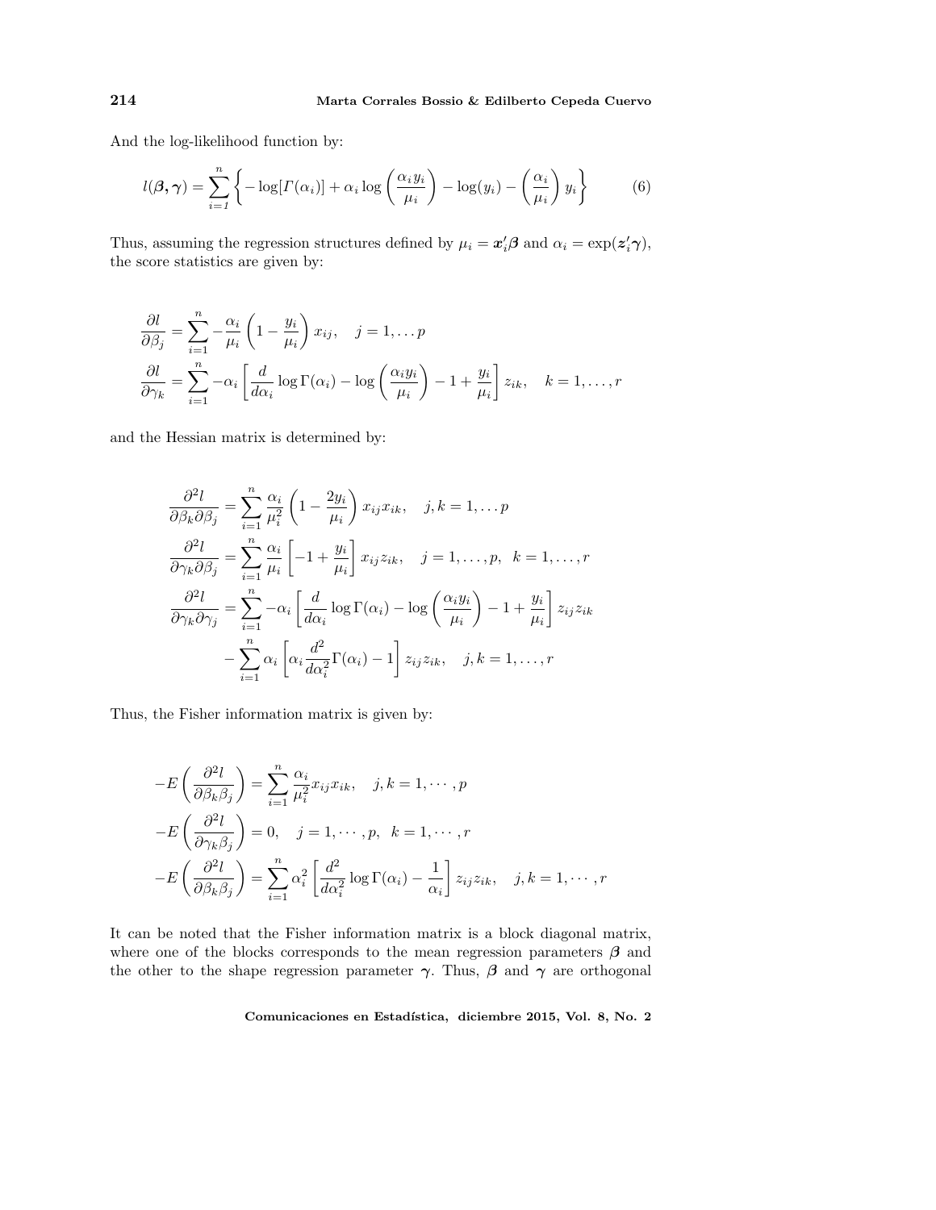And the log-likelihood function by:

$$l(\boldsymbol{\beta}, \boldsymbol{\gamma}) = \sum_{i=1}^{n} \left\{ -\log[\Gamma(\alpha_i)] + \alpha_i \log\left(\frac{\alpha_i y_i}{\mu_i}\right) - \log(y_i) - \left(\frac{\alpha_i}{\mu_i}\right) y_i \right\} \tag{6}$$

Thus, assuming the regression structures defined by $\mu_i = \boldsymbol{x}_i'\boldsymbol{\beta}$ and $\alpha_i = \exp(\boldsymbol{z}_i'\boldsymbol{\gamma})$, the score statistics are given by:

$$\frac{\partial l}{\partial \beta_j} = \sum_{i=1}^{n} -\frac{\alpha_i}{\mu_i}\left(1 - \frac{y_i}{\mu_i}\right) x_{ij}, \quad j = 1, \dots p$$

$$\frac{\partial l}{\partial \gamma_k} = \sum_{i=1}^{n} -\alpha_i \left[\frac{d}{d\alpha_i}\log\Gamma(\alpha_i) - \log\left(\frac{\alpha_i y_i}{\mu_i}\right) - 1 + \frac{y_i}{\mu_i}\right] z_{ik}, \quad k = 1, \dots, r$$

and the Hessian matrix is determined by:

$$\frac{\partial^2 l}{\partial \beta_k \partial \beta_j} = \sum_{i=1}^{n} \frac{\alpha_i}{\mu_i^2}\left(1 - \frac{2y_i}{\mu_i}\right) x_{ij} x_{ik}, \quad j, k = 1, \dots p$$

$$\frac{\partial^2 l}{\partial \gamma_k \partial \beta_j} = \sum_{i=1}^{n} \frac{\alpha_i}{\mu_i}\left[-1 + \frac{y_i}{\mu_i}\right] x_{ij} z_{ik}, \quad j = 1, \dots, p, \;\; k = 1, \dots, r$$

$$\frac{\partial^2 l}{\partial \gamma_k \partial \gamma_j} = \sum_{i=1}^{n} -\alpha_i \left[\frac{d}{d\alpha_i}\log\Gamma(\alpha_i) - \log\left(\frac{\alpha_i y_i}{\mu_i}\right) - 1 + \frac{y_i}{\mu_i}\right] z_{ij} z_{ik}$$

$$- \sum_{i=1}^{n} \alpha_i \left[\alpha_i \frac{d^2}{d\alpha_i^2}\Gamma(\alpha_i) - 1\right] z_{ij} z_{ik}, \quad j, k = 1, \dots, r$$

Thus, the Fisher information matrix is given by:

$$-E\left(\frac{\partial^2 l}{\partial \beta_k \beta_j}\right) = \sum_{i=1}^{n} \frac{\alpha_i}{\mu_i^2} x_{ij} x_{ik}, \quad j, k = 1, \cdots, p$$

$$-E\left(\frac{\partial^2 l}{\partial \gamma_k \beta_j}\right) = 0, \quad j = 1, \cdots, p, \;\; k = 1, \cdots, r$$

$$-E\left(\frac{\partial^2 l}{\partial \beta_k \beta_j}\right) = \sum_{i=1}^{n} \alpha_i^2 \left[\frac{d^2}{d\alpha_i^2}\log\Gamma(\alpha_i) - \frac{1}{\alpha_i}\right] z_{ij} z_{ik}, \quad j, k = 1, \cdots, r$$

It can be noted that the Fisher information matrix is a block diagonal matrix, where one of the blocks corresponds to the mean regression parameters $\boldsymbol{\beta}$ and the other to the shape regression parameter $\boldsymbol{\gamma}$. Thus, $\boldsymbol{\beta}$ and $\boldsymbol{\gamma}$ are orthogonal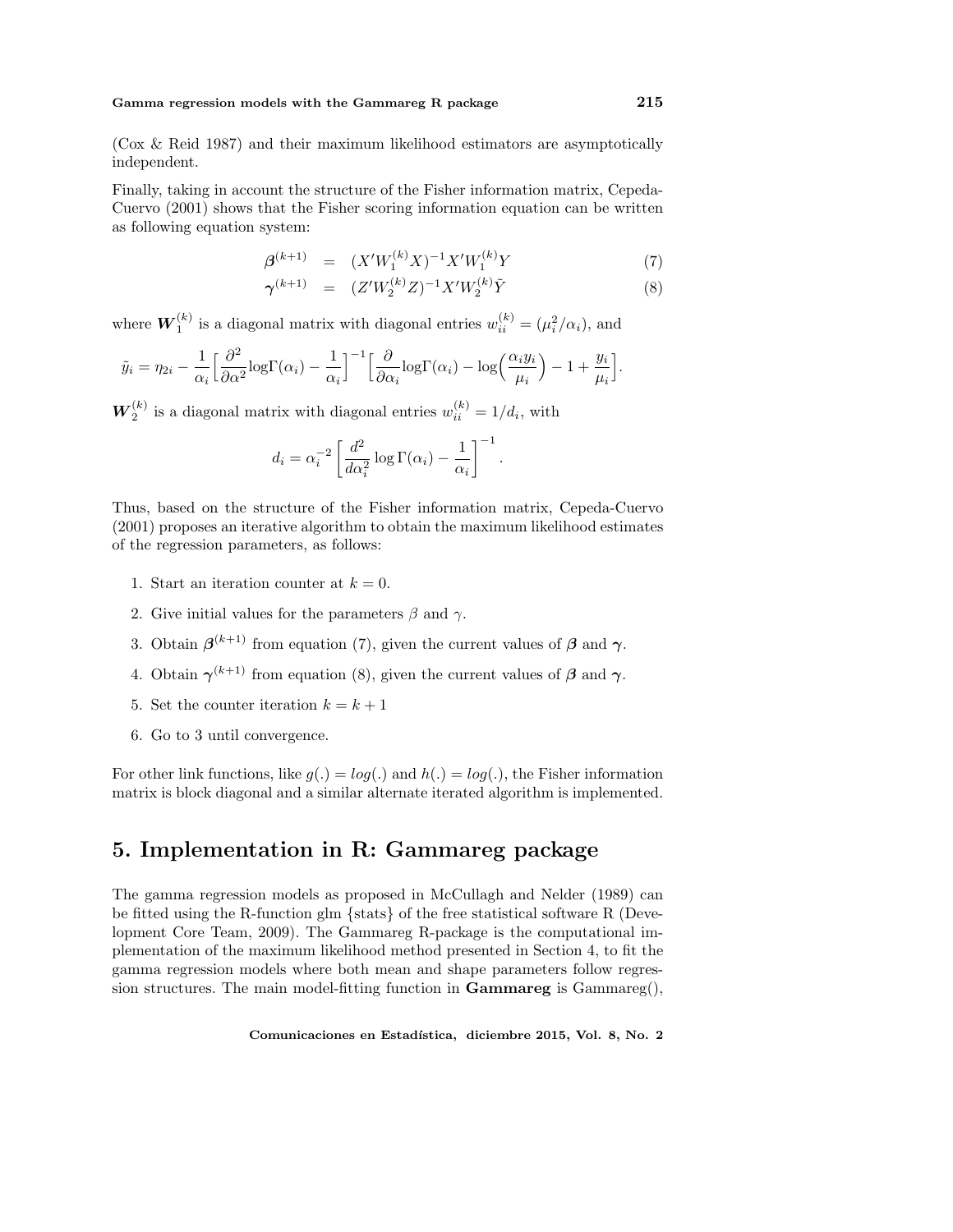(Cox & Reid 1987) and their maximum likelihood estimators are asymptotically independent.

Finally, taking in account the structure of the Fisher information matrix, Cepeda-Cuervo (2001) shows that the Fisher scoring information equation can be written as following equation system:

$$\boldsymbol{\beta}^{(k+1)} = (X'W_1^{(k)}X)^{-1}X'W_1^{(k)}Y \quad (7)$$

$$\boldsymbol{\gamma}^{(k+1)} = (Z'W_2^{(k)}Z)^{-1}X'W_2^{(k)}\tilde{Y} \quad (8)$$

where $\boldsymbol{W}_1^{(k)}$ is a diagonal matrix with diagonal entries $w_{ii}^{(k)} = (\mu_i^2/\alpha_i)$, and

$$\tilde{y}_i = \eta_{2i} - \frac{1}{\alpha_i}\Big[\frac{\partial^2}{\partial\alpha^2}\log\Gamma(\alpha_i) - \frac{1}{\alpha_i}\Big]^{-1}\Big[\frac{\partial}{\partial\alpha_i}\log\Gamma(\alpha_i) - \log\Big(\frac{\alpha_i y_i}{\mu_i}\Big) - 1 + \frac{y_i}{\mu_i}\Big].$$

$\boldsymbol{W}_2^{(k)}$ is a diagonal matrix with diagonal entries $w_{ii}^{(k)} = 1/d_i$, with

$$d_i = \alpha_i^{-2}\left[\frac{d^2}{d\alpha_i^2}\log\Gamma(\alpha_i) - \frac{1}{\alpha_i}\right]^{-1}.$$

Thus, based on the structure of the Fisher information matrix, Cepeda-Cuervo (2001) proposes an iterative algorithm to obtain the maximum likelihood estimates of the regression parameters, as follows:

1. Start an iteration counter at $k = 0$.
2. Give initial values for the parameters $\beta$ and $\gamma$.
3. Obtain $\boldsymbol{\beta}^{(k+1)}$ from equation (7), given the current values of $\boldsymbol{\beta}$ and $\boldsymbol{\gamma}$.
4. Obtain $\boldsymbol{\gamma}^{(k+1)}$ from equation (8), given the current values of $\boldsymbol{\beta}$ and $\boldsymbol{\gamma}$.
5. Set the counter iteration $k = k + 1$
6. Go to 3 until convergence.

For other link functions, like $g(.) = log(.)$ and $h(.) = log(.)$, the Fisher information matrix is block diagonal and a similar alternate iterated algorithm is implemented.

# 5. Implementation in R: Gammareg package

The gamma regression models as proposed in McCullagh and Nelder (1989) can be fitted using the R-function glm {stats} of the free statistical software R (Development Core Team, 2009). The Gammareg R-package is the computational implementation of the maximum likelihood method presented in Section 4, to fit the gamma regression models where both mean and shape parameters follow regression structures. The main model-fitting function in **Gammareg** is Gammareg(),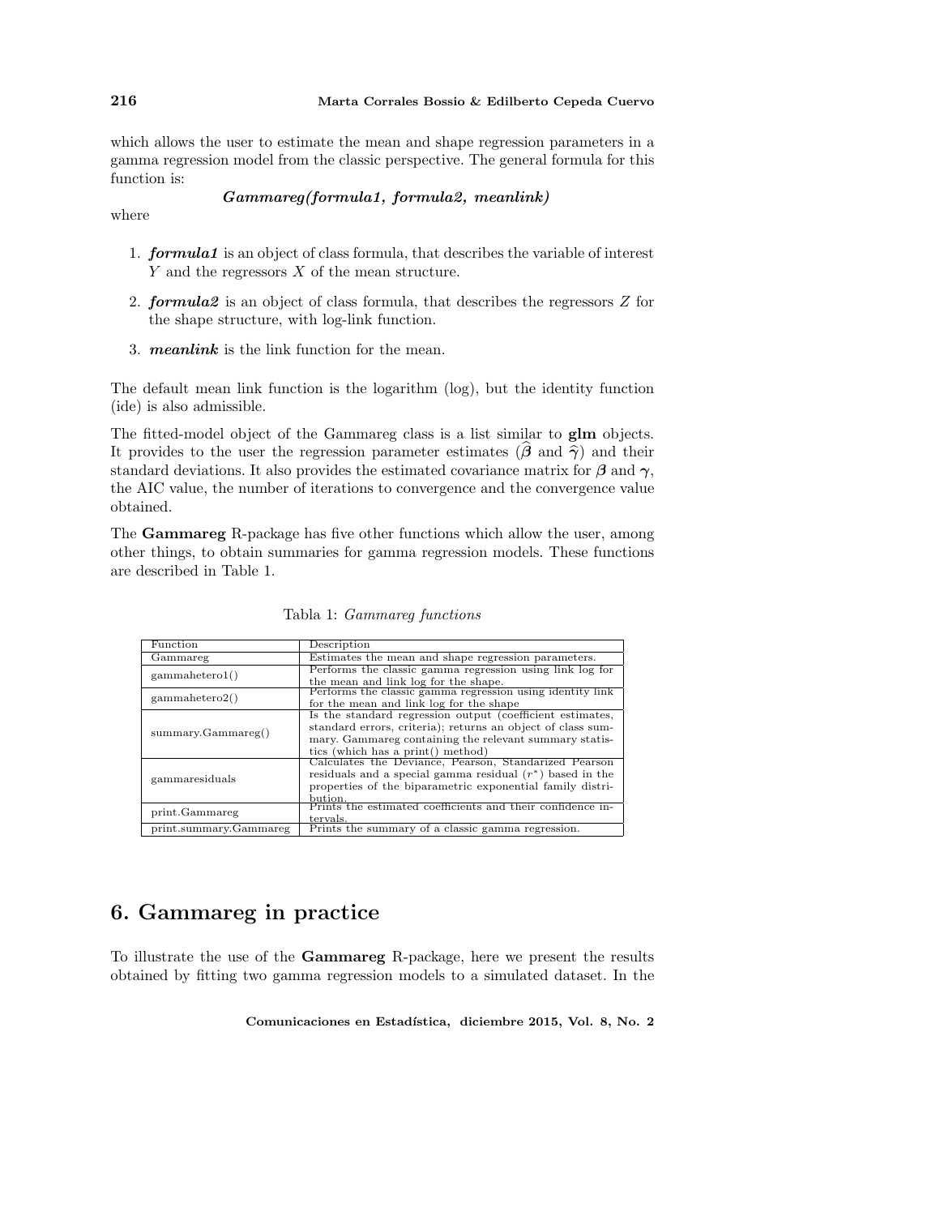which allows the user to estimate the mean and shape regression parameters in a gamma regression model from the classic perspective. The general formula for this function is:

***Gammareg(formula1, formula2, meanlink)***

where

1. ***formula1*** is an object of class formula, that describes the variable of interest $Y$ and the regressors $X$ of the mean structure.

2. ***formula2*** is an object of class formula, that describes the regressors $Z$ for the shape structure, with log-link function.

3. ***meanlink*** is the link function for the mean.

The default mean link function is the logarithm (log), but the identity function (ide) is also admissible.

The fitted-model object of the Gammareg class is a list similar to **glm** objects. It provides to the user the regression parameter estimates ($\widehat{\boldsymbol{\beta}}$ and $\widehat{\boldsymbol{\gamma}}$) and their standard deviations. It also provides the estimated covariance matrix for $\boldsymbol{\beta}$ and $\boldsymbol{\gamma}$, the AIC value, the number of iterations to convergence and the convergence value obtained.

The **Gammareg** R-package has five other functions which allow the user, among other things, to obtain summaries for gamma regression models. These functions are described in Table 1.

Tabla 1: *Gammareg functions*

| Function | Description |
|---|---|
| Gammareg | Estimates the mean and shape regression parameters. |
| gammahetero1() | Performs the classic gamma regression using link log for the mean and link log for the shape. |
| gammahetero2() | Performs the classic gamma regression using identity link for the mean and link log for the shape |
| summary.Gammareg() | Is the standard regression output (coefficient estimates, standard errors, criteria); returns an object of class summary. Gammareg containing the relevant summary statistics (which has a print() method) |
| gammaresiduals | Calculates the Deviance, Pearson, Standarized Pearson residuals and a special gamma residual ($r^*$) based in the properties of the biparametric exponential family distribution. |
| print.Gammareg | Prints the estimated coefficients and their confidence intervals. |
| print.summary.Gammareg | Prints the summary of a classic gamma regression. |

# 6. Gammareg in practice

To illustrate the use of the **Gammareg** R-package, here we present the results obtained by fitting two gamma regression models to a simulated dataset. In the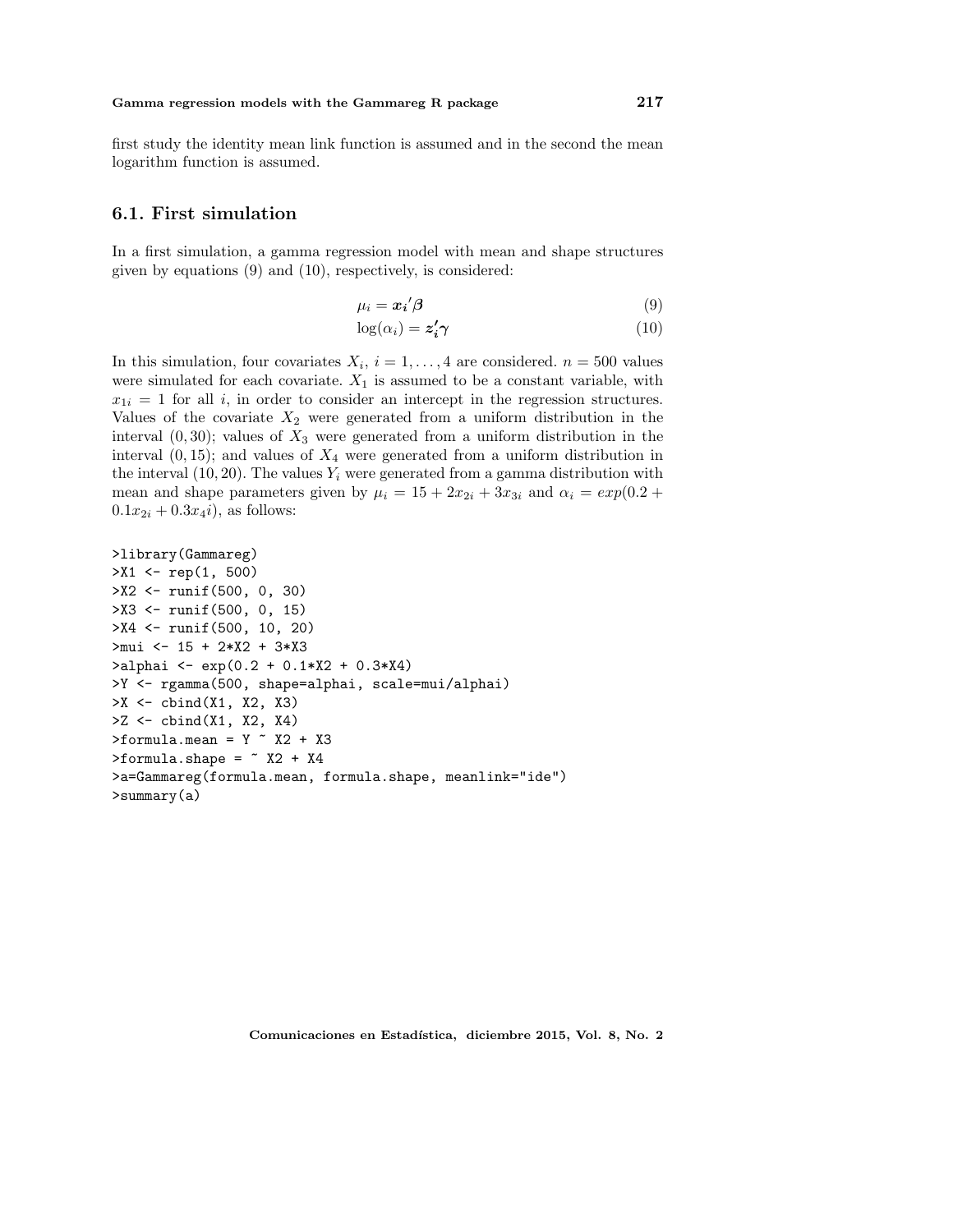first study the identity mean link function is assumed and in the second the mean logarithm function is assumed.

## 6.1. First simulation

In a first simulation, a gamma regression model with mean and shape structures given by equations (9) and (10), respectively, is considered:

$$\mu_i = \boldsymbol{x_i}'\boldsymbol{\beta} \tag{9}$$

$$\log(\alpha_i) = \boldsymbol{z_i'}\boldsymbol{\gamma} \tag{10}$$

In this simulation, four covariates $X_i$, $i = 1, \ldots, 4$ are considered. $n = 500$ values were simulated for each covariate. $X_1$ is assumed to be a constant variable, with $x_{1i} = 1$ for all $i$, in order to consider an intercept in the regression structures. Values of the covariate $X_2$ were generated from a uniform distribution in the interval $(0, 30)$; values of $X_3$ were generated from a uniform distribution in the interval $(0, 15)$; and values of $X_4$ were generated from a uniform distribution in the interval $(10, 20)$. The values $Y_i$ were generated from a gamma distribution with mean and shape parameters given by $\mu_i = 15 + 2x_{2i} + 3x_{3i}$ and $\alpha_i = exp(0.2 + 0.1x_{2i} + 0.3x_4 i)$, as follows:

```
>library(Gammareg)
>X1 <- rep(1, 500)
>X2 <- runif(500, 0, 30)
>X3 <- runif(500, 0, 15)
>X4 <- runif(500, 10, 20)
>mui <- 15 + 2*X2 + 3*X3
>alphai <- exp(0.2 + 0.1*X2 + 0.3*X4)
>Y <- rgamma(500, shape=alphai, scale=mui/alphai)
>X <- cbind(X1, X2, X3)
>Z <- cbind(X1, X2, X4)
>formula.mean = Y ~ X2 + X3
>formula.shape = ~ X2 + X4
>a=Gammareg(formula.mean, formula.shape, meanlink="ide")
>summary(a)
```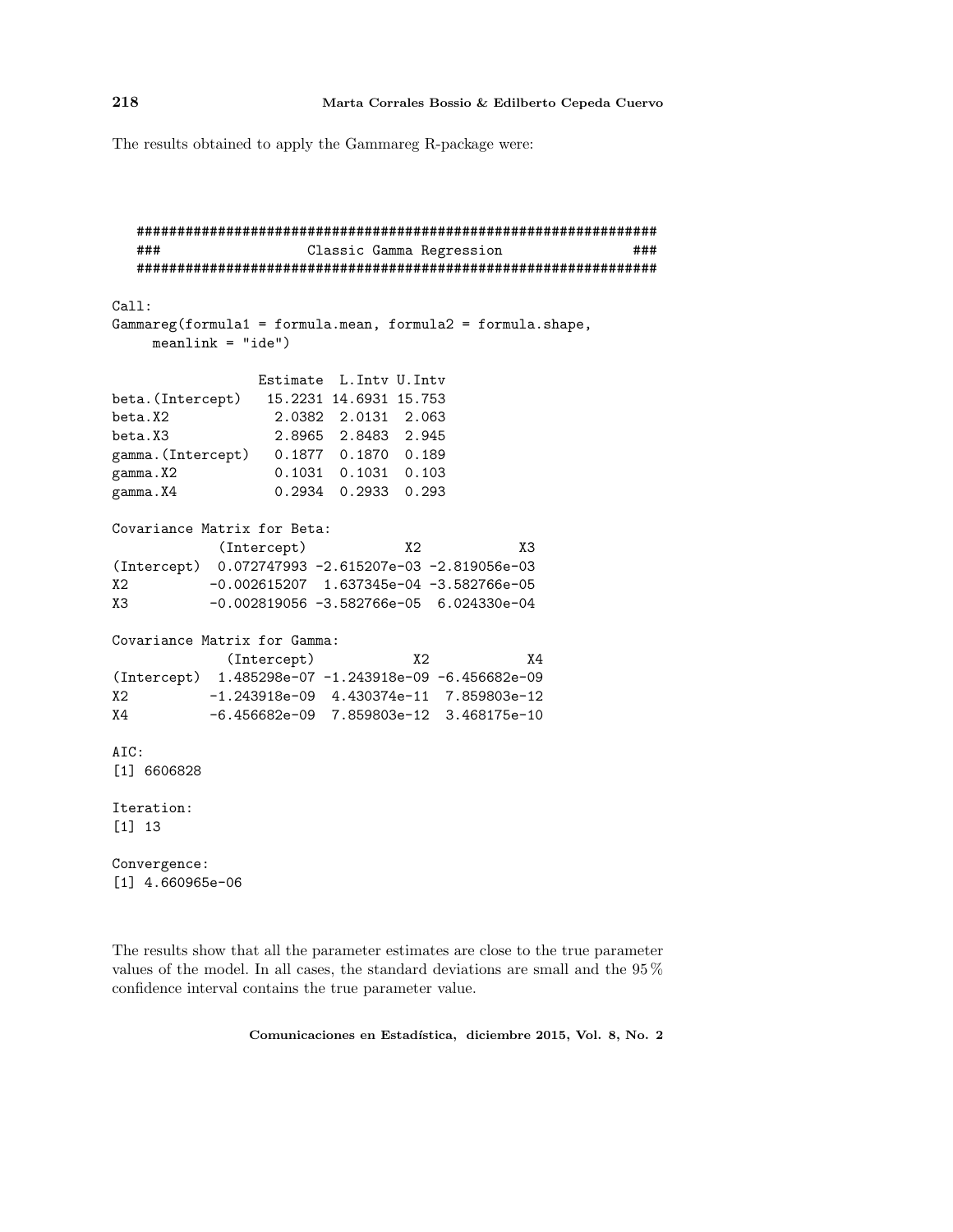The results obtained to apply the Gammareg R-package were:

```
   ###############################################################
   ###                 Classic Gamma Regression                ###
   ###############################################################

Call:
Gammareg(formula1 = formula.mean, formula2 = formula.shape,
     meanlink = "ide")

                 Estimate  L.Intv U.Intv
beta.(Intercept)   15.2231 14.6931 15.753
beta.X2             2.0382  2.0131  2.063
beta.X3             2.8965  2.8483  2.945
gamma.(Intercept)   0.1877  0.1870  0.189
gamma.X2            0.1031  0.1031  0.103
gamma.X4            0.2934  0.2933  0.293

Covariance Matrix for Beta:
            (Intercept)            X2            X3
(Intercept)  0.072747993 -2.615207e-03 -2.819056e-03
X2          -0.002615207  1.637345e-04 -3.582766e-05
X3          -0.002819056 -3.582766e-05  6.024330e-04

Covariance Matrix for Gamma:
             (Intercept)            X2            X4
(Intercept)  1.485298e-07 -1.243918e-09 -6.456682e-09
X2          -1.243918e-09  4.430374e-11  7.859803e-12
X4          -6.456682e-09  7.859803e-12  3.468175e-10

AIC:
[1] 6606828

Iteration:
[1] 13

Convergence:
[1] 4.660965e-06
```

The results show that all the parameter estimates are close to the true parameter values of the model. In all cases, the standard deviations are small and the 95 % confidence interval contains the true parameter value.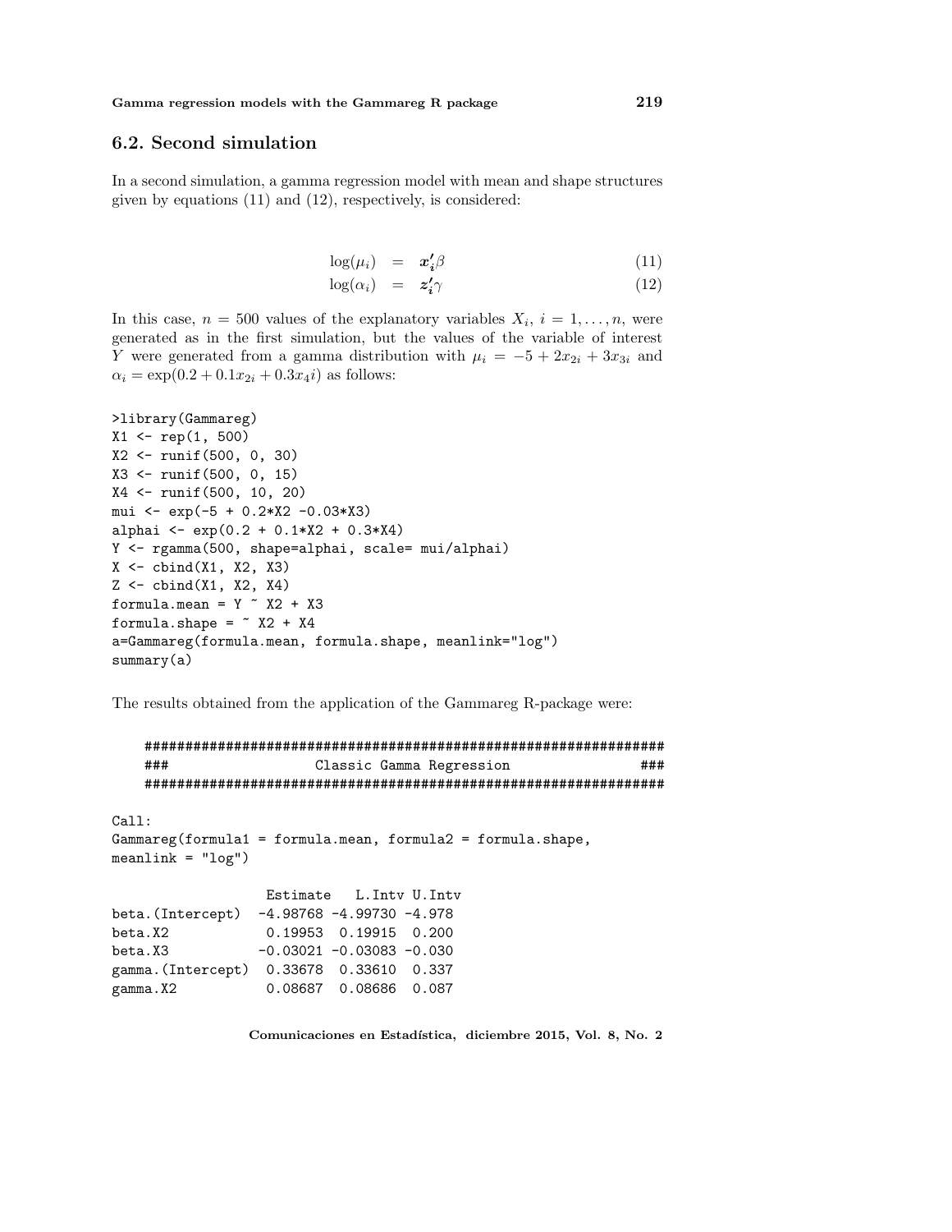## 6.2. Second simulation

In a second simulation, a gamma regression model with mean and shape structures given by equations (11) and (12), respectively, is considered:

$$\log(\mu_i) = \boldsymbol{x_i'}\beta \tag{11}$$

$$\log(\alpha_i) = \boldsymbol{z_i'}\gamma \tag{12}$$

In this case, $n = 500$ values of the explanatory variables $X_i$, $i = 1, \ldots, n$, were generated as in the first simulation, but the values of the variable of interest $Y$ were generated from a gamma distribution with $\mu_i = -5 + 2x_{2i} + 3x_{3i}$ and $\alpha_i = \exp(0.2 + 0.1x_{2i} + 0.3x_4 i)$ as follows:

```
>library(Gammareg)
X1 <- rep(1, 500)
X2 <- runif(500, 0, 30)
X3 <- runif(500, 0, 15)
X4 <- runif(500, 10, 20)
mui <- exp(-5 + 0.2*X2 -0.03*X3)
alphai <- exp(0.2 + 0.1*X2 + 0.3*X4)
Y <- rgamma(500, shape=alphai, scale= mui/alphai)
X <- cbind(X1, X2, X3)
Z <- cbind(X1, X2, X4)
formula.mean = Y ~ X2 + X3
formula.shape = ~ X2 + X4
a=Gammareg(formula.mean, formula.shape, meanlink="log")
summary(a)
```

The results obtained from the application of the Gammareg R-package were:

```
    #################################################################
    ###                  Classic Gamma Regression                 ###
    #################################################################

Call:
Gammareg(formula1 = formula.mean, formula2 = formula.shape,
meanlink = "log")

                  Estimate   L.Intv U.Intv
beta.(Intercept)  -4.98768 -4.99730 -4.978
beta.X2            0.19953  0.19915  0.200
beta.X3           -0.03021 -0.03083 -0.030
gamma.(Intercept)  0.33678  0.33610  0.337
gamma.X2           0.08687  0.08686  0.087
```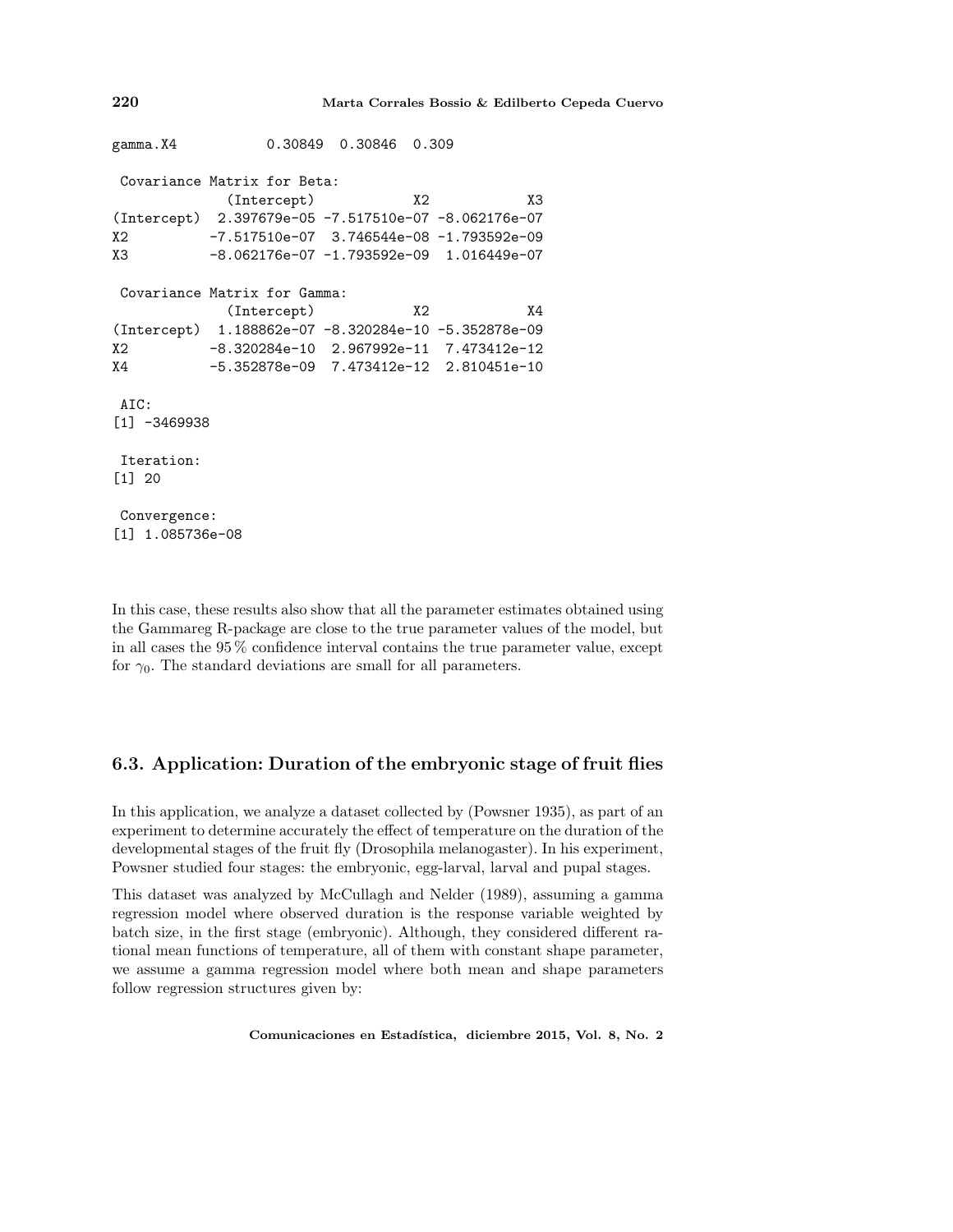```
gamma.X4           0.30849  0.30846  0.309

 Covariance Matrix for Beta:
              (Intercept)            X2            X3
(Intercept)  2.397679e-05 -7.517510e-07 -8.062176e-07
X2          -7.517510e-07  3.746544e-08 -1.793592e-09
X3          -8.062176e-07 -1.793592e-09  1.016449e-07

 Covariance Matrix for Gamma:
              (Intercept)            X2            X4
(Intercept)  1.188862e-07 -8.320284e-10 -5.352878e-09
X2          -8.320284e-10  2.967992e-11  7.473412e-12
X4          -5.352878e-09  7.473412e-12  2.810451e-10

 AIC:
[1] -3469938

 Iteration:
[1] 20

 Convergence:
[1] 1.085736e-08
```

In this case, these results also show that all the parameter estimates obtained using the Gammareg R-package are close to the true parameter values of the model, but in all cases the 95 % confidence interval contains the true parameter value, except for $\gamma_0$. The standard deviations are small for all parameters.

### 6.3. Application: Duration of the embryonic stage of fruit flies

In this application, we analyze a dataset collected by (Powsner 1935), as part of an experiment to determine accurately the effect of temperature on the duration of the developmental stages of the fruit fly (Drosophila melanogaster). In his experiment, Powsner studied four stages: the embryonic, egg-larval, larval and pupal stages.

This dataset was analyzed by McCullagh and Nelder (1989), assuming a gamma regression model where observed duration is the response variable weighted by batch size, in the first stage (embryonic). Although, they considered different rational mean functions of temperature, all of them with constant shape parameter, we assume a gamma regression model where both mean and shape parameters follow regression structures given by: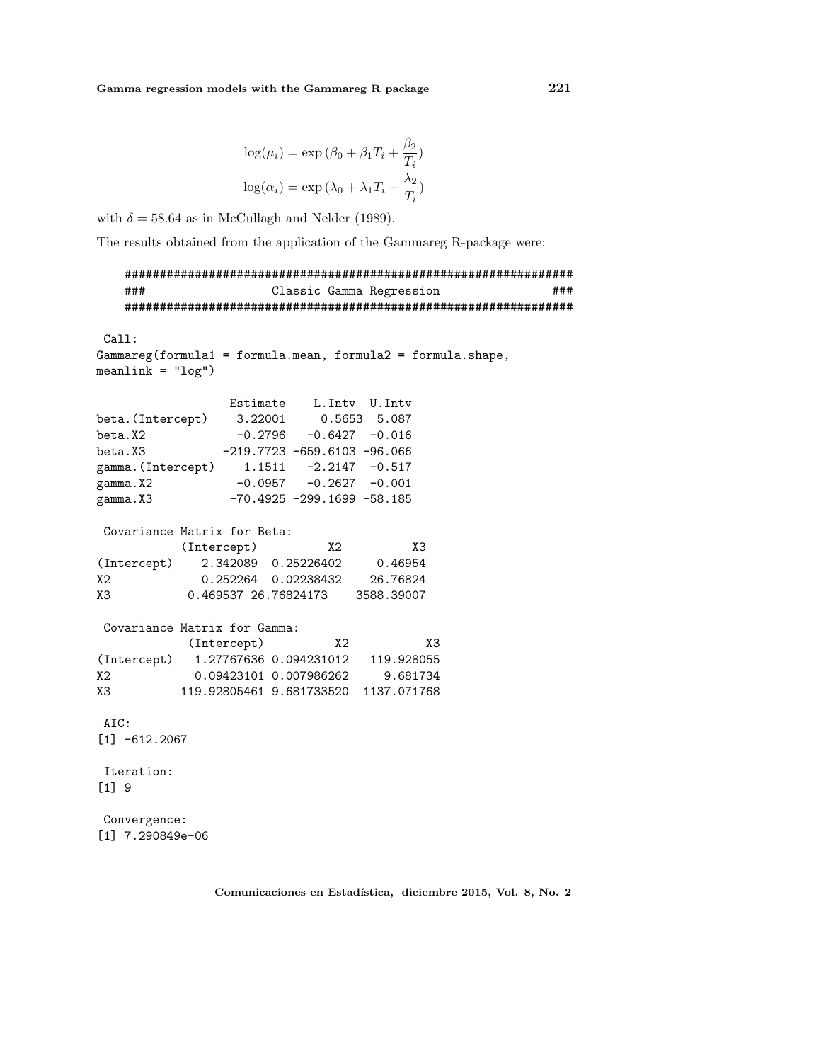$$\log(\mu_i) = \exp\left(\beta_0 + \beta_1 T_i + \frac{\beta_2}{T_i}\right)$$

$$\log(\alpha_i) = \exp\left(\lambda_0 + \lambda_1 T_i + \frac{\lambda_2}{T_i}\right)$$

with $\delta = 58.64$ as in McCullagh and Nelder (1989).

The results obtained from the application of the Gammareg R-package were:

```
################################################################
###                Classic Gamma Regression                  ###
################################################################

 Call:
Gammareg(formula1 = formula.mean, formula2 = formula.shape,
meanlink = "log")

                  Estimate    L.Intv  U.Intv
beta.(Intercept)    3.22001    0.5653  5.087
beta.X2            -0.2796   -0.6427  -0.016
beta.X3          -219.7723 -659.6103 -96.066
gamma.(Intercept)   1.1511   -2.2147  -0.517
gamma.X2           -0.0957   -0.2627  -0.001
gamma.X3          -70.4925 -299.1699 -58.185

 Covariance Matrix for Beta:
            (Intercept)          X2          X3
(Intercept)    2.342089  0.25226402     0.46954
X2             0.252264  0.02238432    26.76824
X3             0.469537 26.76824173  3588.39007

 Covariance Matrix for Gamma:
             (Intercept)          X2           X3
(Intercept)   1.27767636 0.094231012   119.928055
X2            0.09423101 0.007986262     9.681734
X3          119.92805461 9.681733520  1137.071768

 AIC:
[1] -612.2067

 Iteration:
[1] 9

 Convergence:
[1] 7.290849e-06
```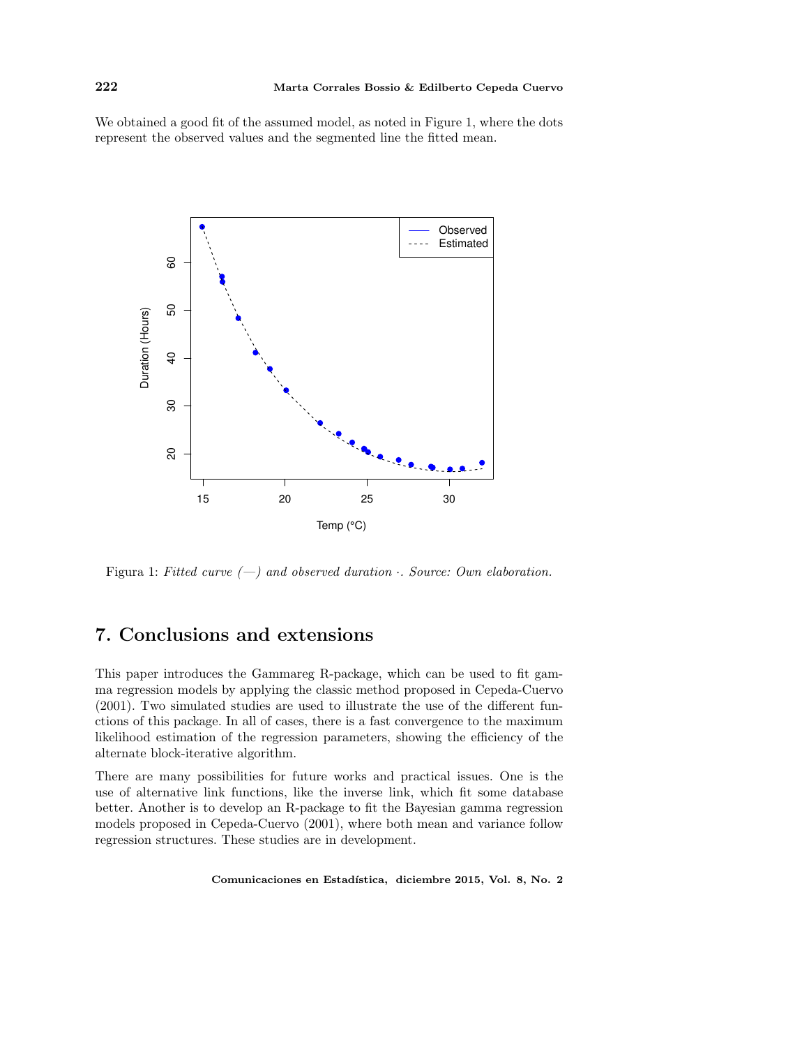We obtained a good fit of the assumed model, as noted in Figure 1, where the dots represent the observed values and the segmented line the fitted mean.

Figura 1: *Fitted curve (—) and observed duration ·. Source: Own elaboration.*

## 7. Conclusions and extensions

This paper introduces the Gammareg R-package, which can be used to fit gamma regression models by applying the classic method proposed in Cepeda-Cuervo (2001). Two simulated studies are used to illustrate the use of the different functions of this package. In all of cases, there is a fast convergence to the maximum likelihood estimation of the regression parameters, showing the efficiency of the alternate block-iterative algorithm.

There are many possibilities for future works and practical issues. One is the use of alternative link functions, like the inverse link, which fit some database better. Another is to develop an R-package to fit the Bayesian gamma regression models proposed in Cepeda-Cuervo (2001), where both mean and variance follow regression structures. These studies are in development.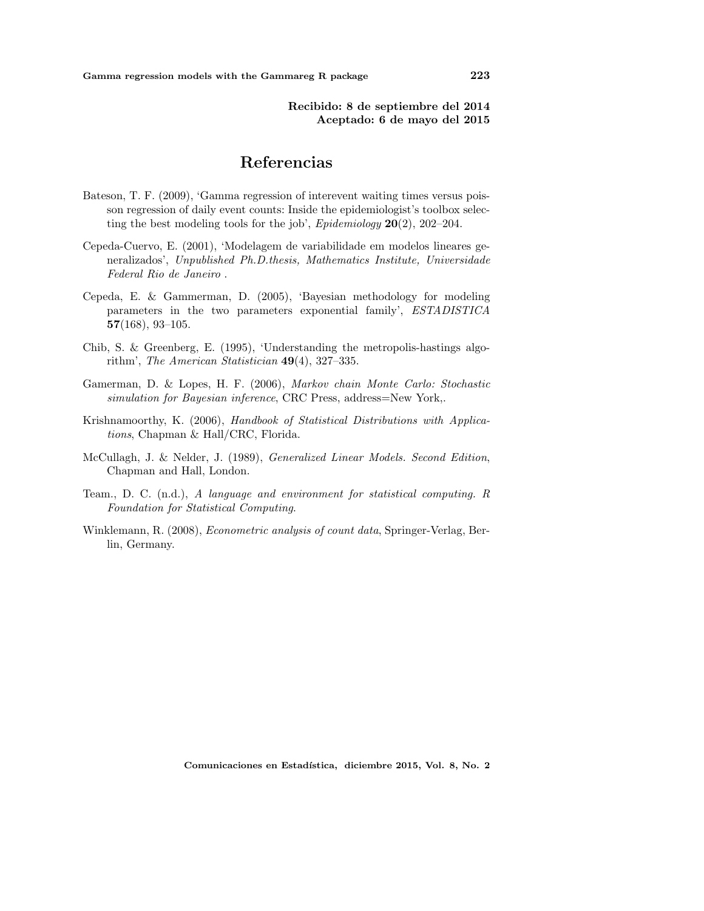**Recibido: 8 de septiembre del 2014**
**Aceptado: 6 de mayo del 2015**

# Referencias

Bateson, T. F. (2009), 'Gamma regression of interevent waiting times versus poisson regression of daily event counts: Inside the epidemiologist's toolbox selecting the best modeling tools for the job', *Epidemiology* **20**(2), 202–204.

Cepeda-Cuervo, E. (2001), 'Modelagem de variabilidade em modelos lineares generalizados', *Unpublished Ph.D.thesis, Mathematics Institute, Universidade Federal Rio de Janeiro* .

Cepeda, E. & Gammerman, D. (2005), 'Bayesian methodology for modeling parameters in the two parameters exponential family', *ESTADISTICA* **57**(168), 93–105.

Chib, S. & Greenberg, E. (1995), 'Understanding the metropolis-hastings algorithm', *The American Statistician* **49**(4), 327–335.

Gamerman, D. & Lopes, H. F. (2006), *Markov chain Monte Carlo: Stochastic simulation for Bayesian inference*, CRC Press, address=New York,.

Krishnamoorthy, K. (2006), *Handbook of Statistical Distributions with Applications*, Chapman & Hall/CRC, Florida.

McCullagh, J. & Nelder, J. (1989), *Generalized Linear Models. Second Edition*, Chapman and Hall, London.

Team., D. C. (n.d.), *A language and environment for statistical computing. R Foundation for Statistical Computing*.

Winklemann, R. (2008), *Econometric analysis of count data*, Springer-Verlag, Berlin, Germany.